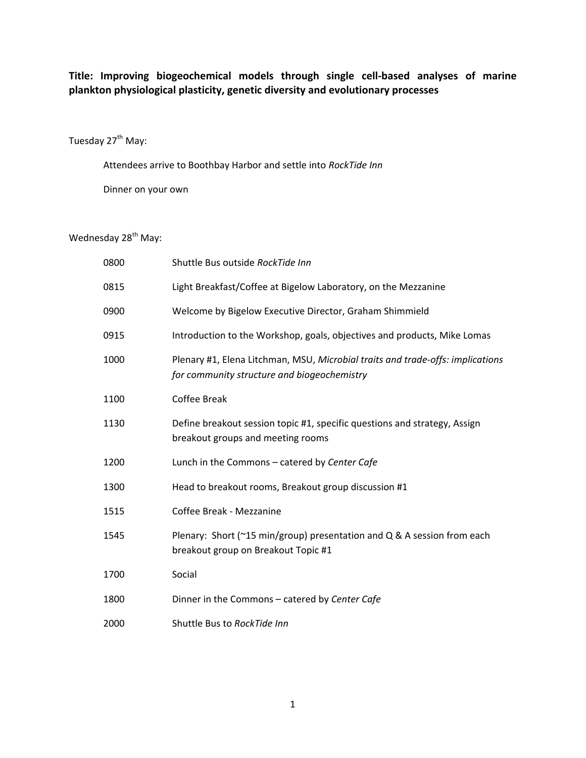**Title: Improving biogeochemical models through single cell-based analyses of marine plankton physiological plasticity, genetic diversity and evolutionary processes**

Tuesday 27th May:

Attendees arrive to Boothbay Harbor and settle into *RockTide Inn*

Dinner on your own

Wednesday 28th May:

| | |
|---|---|
| 0800 | Shuttle Bus outside *RockTide Inn* |
| 0815 | Light Breakfast/Coffee at Bigelow Laboratory, on the Mezzanine |
| 0900 | Welcome by Bigelow Executive Director, Graham Shimmield |
| 0915 | Introduction to the Workshop, goals, objectives and products, Mike Lomas |
| 1000 | Plenary #1, Elena Litchman, MSU, *Microbial traits and trade-offs: implications for community structure and biogeochemistry* |
| 1100 | Coffee Break |
| 1130 | Define breakout session topic #1, specific questions and strategy, Assign breakout groups and meeting rooms |
| 1200 | Lunch in the Commons – catered by *Center Cafe* |
| 1300 | Head to breakout rooms, Breakout group discussion #1 |
| 1515 | Coffee Break - Mezzanine |
| 1545 | Plenary: Short (~15 min/group) presentation and Q & A session from each breakout group on Breakout Topic #1 |
| 1700 | Social |
| 1800 | Dinner in the Commons – catered by *Center Cafe* |
| 2000 | Shuttle Bus to *RockTide Inn* |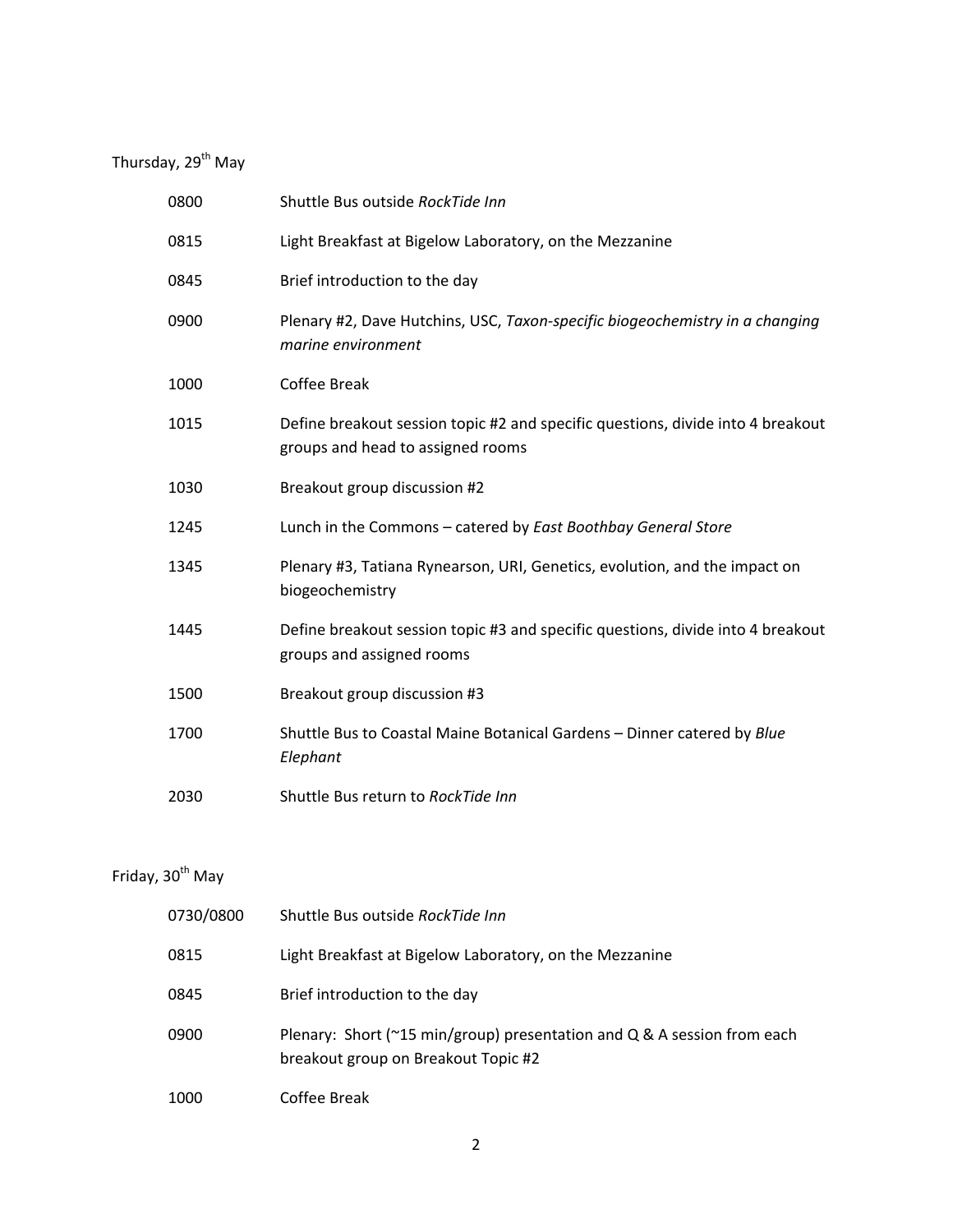Thursday, 29th May

| | |
|---|---|
| 0800 | Shuttle Bus outside *RockTide Inn* |
| 0815 | Light Breakfast at Bigelow Laboratory, on the Mezzanine |
| 0845 | Brief introduction to the day |
| 0900 | Plenary #2, Dave Hutchins, USC, *Taxon-specific biogeochemistry in a changing marine environment* |
| 1000 | Coffee Break |
| 1015 | Define breakout session topic #2 and specific questions, divide into 4 breakout groups and head to assigned rooms |
| 1030 | Breakout group discussion #2 |
| 1245 | Lunch in the Commons – catered by *East Boothbay General Store* |
| 1345 | Plenary #3, Tatiana Rynearson, URI, Genetics, evolution, and the impact on biogeochemistry |
| 1445 | Define breakout session topic #3 and specific questions, divide into 4 breakout groups and assigned rooms |
| 1500 | Breakout group discussion #3 |
| 1700 | Shuttle Bus to Coastal Maine Botanical Gardens – Dinner catered by *Blue Elephant* |
| 2030 | Shuttle Bus return to *RockTide Inn* |

Friday, 30th May

| | |
|---|---|
| 0730/0800 | Shuttle Bus outside *RockTide Inn* |
| 0815 | Light Breakfast at Bigelow Laboratory, on the Mezzanine |
| 0845 | Brief introduction to the day |
| 0900 | Plenary: Short (~15 min/group) presentation and Q & A session from each breakout group on Breakout Topic #2 |
| 1000 | Coffee Break |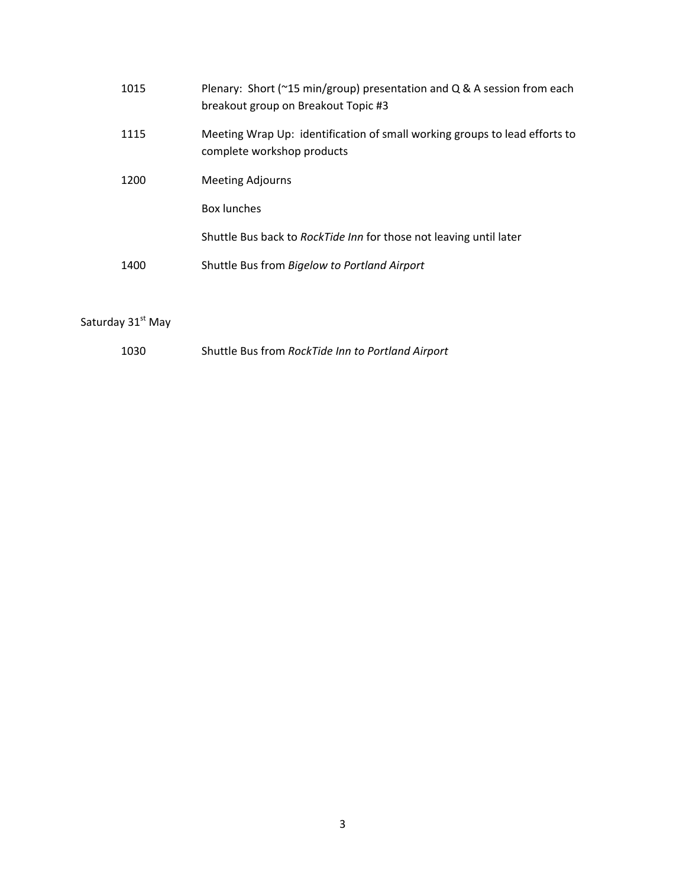| | |
|---|---|
| 1015 | Plenary: Short (~15 min/group) presentation and Q & A session from each breakout group on Breakout Topic #3 |
| 1115 | Meeting Wrap Up: identification of small working groups to lead efforts to complete workshop products |
| 1200 | Meeting Adjourns |
| | Box lunches |
| | Shuttle Bus back to *RockTide Inn* for those not leaving until later |
| 1400 | Shuttle Bus from *Bigelow to Portland Airport* |

Saturday 31st May

| | |
|---|---|
| 1030 | Shuttle Bus from *RockTide Inn to Portland Airport* |